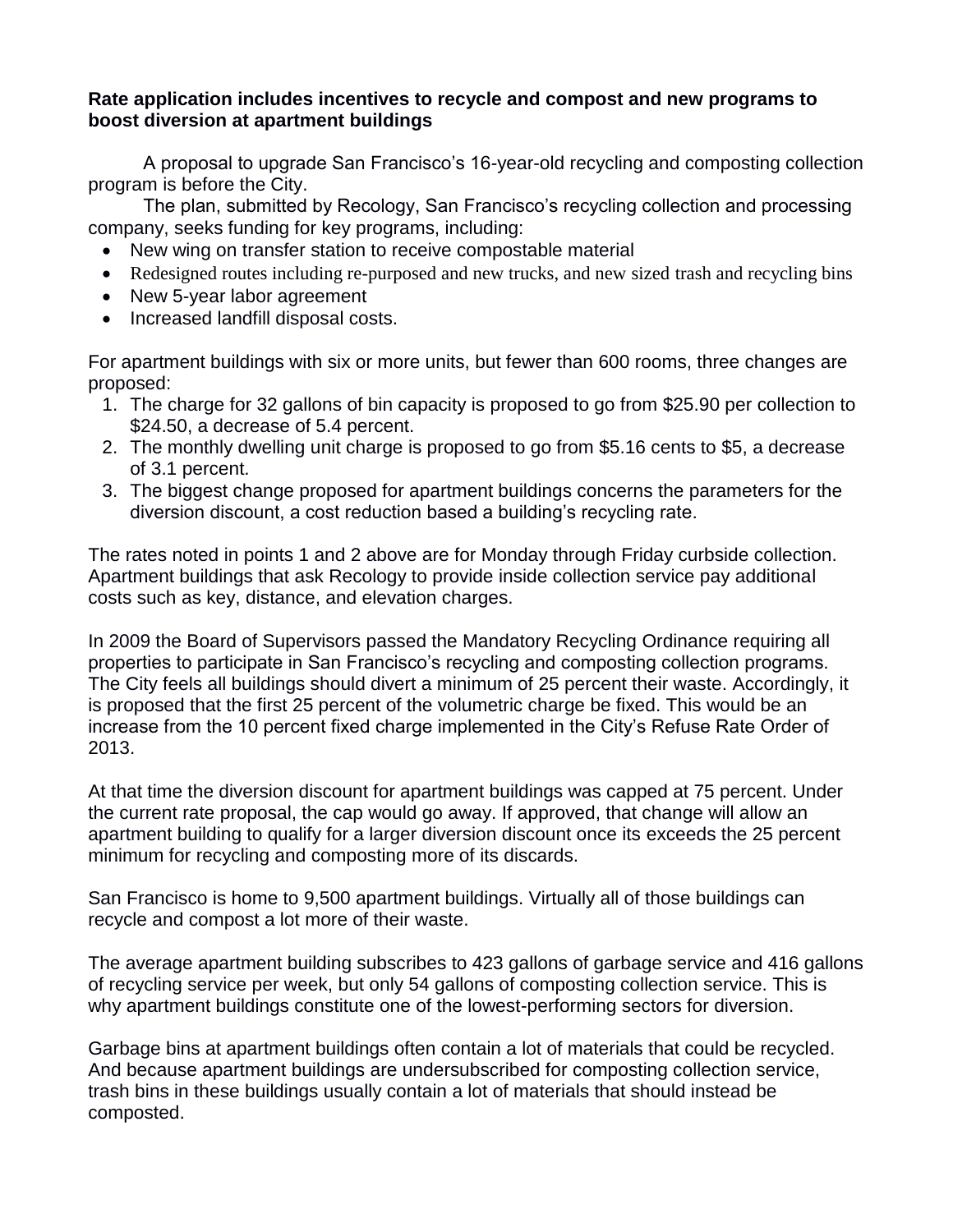**Rate application includes incentives to recycle and compost and new programs to boost diversion at apartment buildings**

A proposal to upgrade San Francisco's 16-year-old recycling and composting collection program is before the City.

The plan, submitted by Recology, San Francisco's recycling collection and processing company, seeks funding for key programs, including:

- New wing on transfer station to receive compostable material
- Redesigned routes including re-purposed and new trucks, and new sized trash and recycling bins
- New 5-year labor agreement
- Increased landfill disposal costs.

For apartment buildings with six or more units, but fewer than 600 rooms, three changes are proposed:

1. The charge for 32 gallons of bin capacity is proposed to go from $25.90 per collection to $24.50, a decrease of 5.4 percent.
2. The monthly dwelling unit charge is proposed to go from $5.16 cents to $5, a decrease of 3.1 percent.
3. The biggest change proposed for apartment buildings concerns the parameters for the diversion discount, a cost reduction based a building's recycling rate.

The rates noted in points 1 and 2 above are for Monday through Friday curbside collection. Apartment buildings that ask Recology to provide inside collection service pay additional costs such as key, distance, and elevation charges.

In 2009 the Board of Supervisors passed the Mandatory Recycling Ordinance requiring all properties to participate in San Francisco's recycling and composting collection programs. The City feels all buildings should divert a minimum of 25 percent their waste. Accordingly, it is proposed that the first 25 percent of the volumetric charge be fixed. This would be an increase from the 10 percent fixed charge implemented in the City's Refuse Rate Order of 2013.

At that time the diversion discount for apartment buildings was capped at 75 percent. Under the current rate proposal, the cap would go away. If approved, that change will allow an apartment building to qualify for a larger diversion discount once its exceeds the 25 percent minimum for recycling and composting more of its discards.

San Francisco is home to 9,500 apartment buildings. Virtually all of those buildings can recycle and compost a lot more of their waste.

The average apartment building subscribes to 423 gallons of garbage service and 416 gallons of recycling service per week, but only 54 gallons of composting collection service. This is why apartment buildings constitute one of the lowest-performing sectors for diversion.

Garbage bins at apartment buildings often contain a lot of materials that could be recycled. And because apartment buildings are undersubscribed for composting collection service, trash bins in these buildings usually contain a lot of materials that should instead be composted.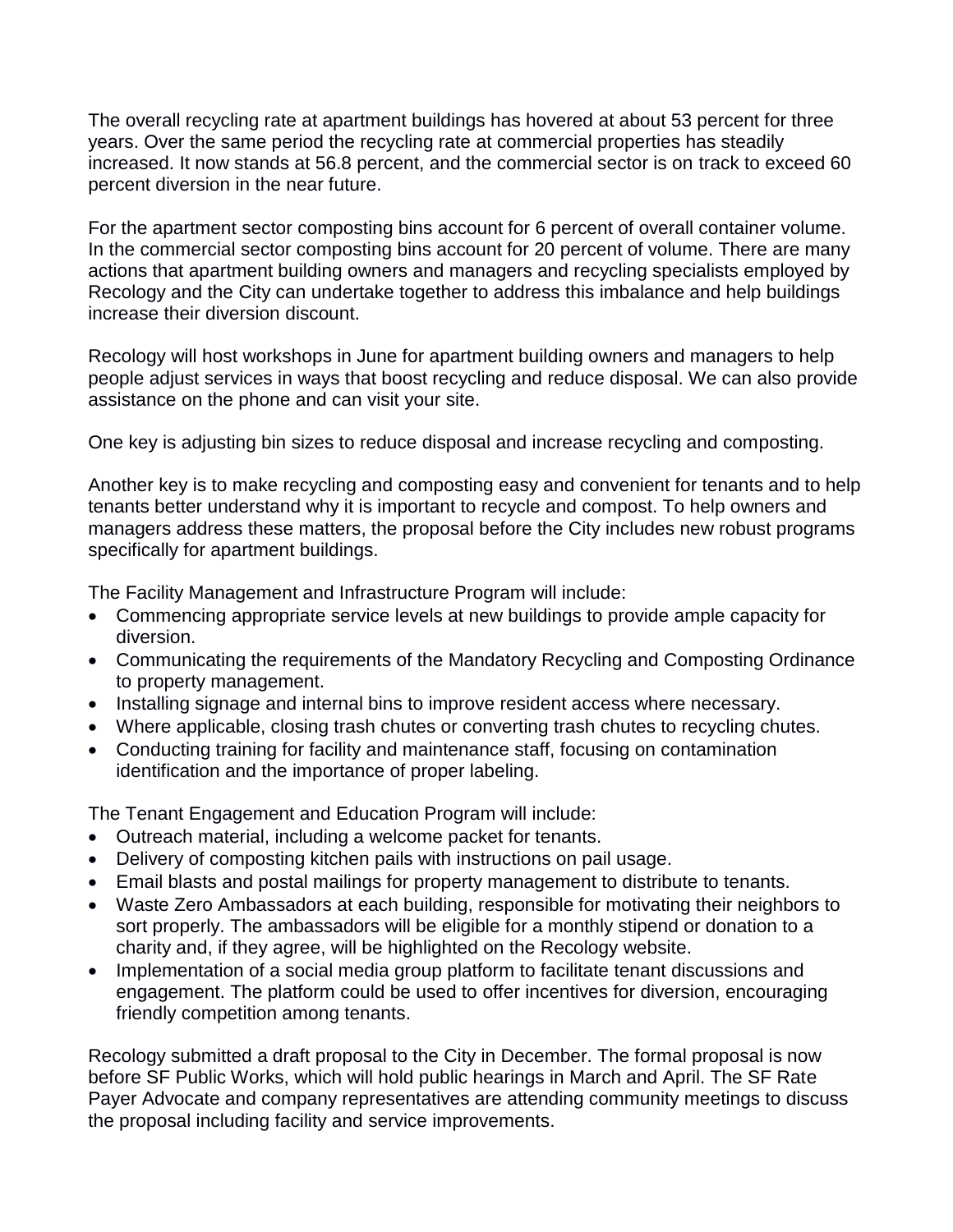The overall recycling rate at apartment buildings has hovered at about 53 percent for three years. Over the same period the recycling rate at commercial properties has steadily increased. It now stands at 56.8 percent, and the commercial sector is on track to exceed 60 percent diversion in the near future.

For the apartment sector composting bins account for 6 percent of overall container volume. In the commercial sector composting bins account for 20 percent of volume. There are many actions that apartment building owners and managers and recycling specialists employed by Recology and the City can undertake together to address this imbalance and help buildings increase their diversion discount.

Recology will host workshops in June for apartment building owners and managers to help people adjust services in ways that boost recycling and reduce disposal. We can also provide assistance on the phone and can visit your site.

One key is adjusting bin sizes to reduce disposal and increase recycling and composting.

Another key is to make recycling and composting easy and convenient for tenants and to help tenants better understand why it is important to recycle and compost. To help owners and managers address these matters, the proposal before the City includes new robust programs specifically for apartment buildings.

The Facility Management and Infrastructure Program will include:

- Commencing appropriate service levels at new buildings to provide ample capacity for diversion.
- Communicating the requirements of the Mandatory Recycling and Composting Ordinance to property management.
- Installing signage and internal bins to improve resident access where necessary.
- Where applicable, closing trash chutes or converting trash chutes to recycling chutes.
- Conducting training for facility and maintenance staff, focusing on contamination identification and the importance of proper labeling.

The Tenant Engagement and Education Program will include:

- Outreach material, including a welcome packet for tenants.
- Delivery of composting kitchen pails with instructions on pail usage.
- Email blasts and postal mailings for property management to distribute to tenants.
- Waste Zero Ambassadors at each building, responsible for motivating their neighbors to sort properly. The ambassadors will be eligible for a monthly stipend or donation to a charity and, if they agree, will be highlighted on the Recology website.
- Implementation of a social media group platform to facilitate tenant discussions and engagement. The platform could be used to offer incentives for diversion, encouraging friendly competition among tenants.

Recology submitted a draft proposal to the City in December. The formal proposal is now before SF Public Works, which will hold public hearings in March and April. The SF Rate Payer Advocate and company representatives are attending community meetings to discuss the proposal including facility and service improvements.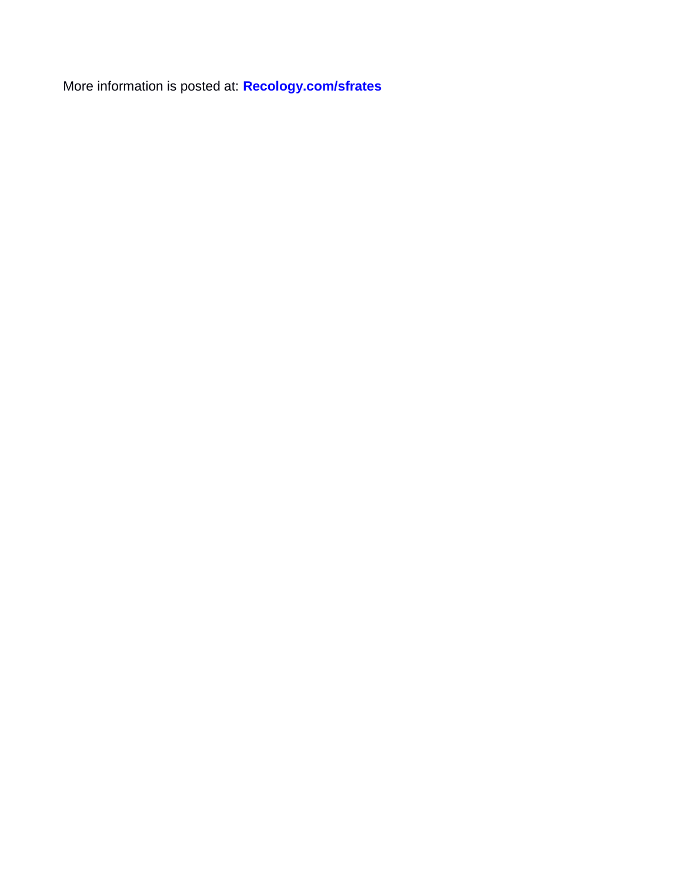More information is posted at: **Recology.com/sfrates**